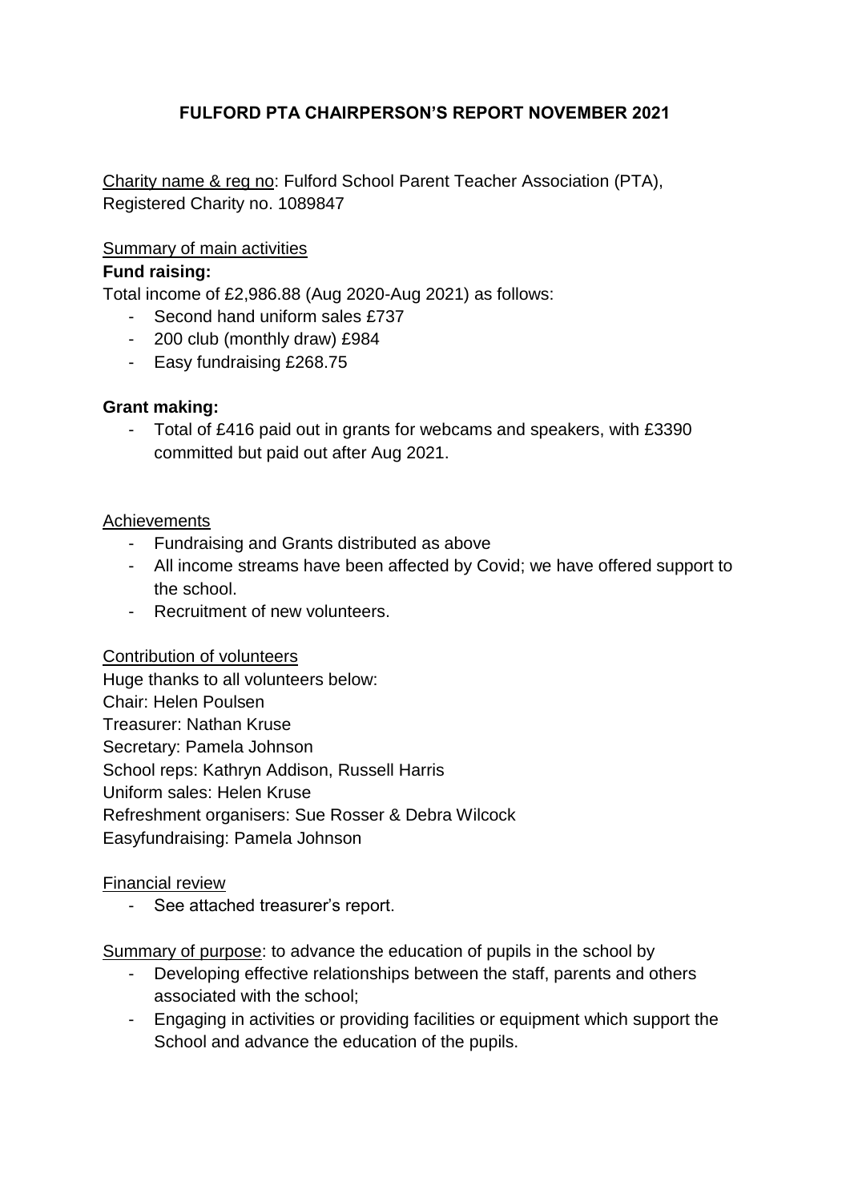# FULFORD PTA CHAIRPERSON'S REPORT NOVEMBER 2021

Charity name & reg no: Fulford School Parent Teacher Association (PTA), Registered Charity no. 1089847

Summary of main activities

**Fund raising:**

Total income of £2,986.88 (Aug 2020-Aug 2021) as follows:

- Second hand uniform sales £737
- 200 club (monthly draw) £984
- Easy fundraising £268.75

**Grant making:**

- Total of £416 paid out in grants for webcams and speakers, with £3390 committed but paid out after Aug 2021.

Achievements

- Fundraising and Grants distributed as above
- All income streams have been affected by Covid; we have offered support to the school.
- Recruitment of new volunteers.

Contribution of volunteers

Huge thanks to all volunteers below:
Chair: Helen Poulsen
Treasurer: Nathan Kruse
Secretary: Pamela Johnson
School reps: Kathryn Addison, Russell Harris
Uniform sales: Helen Kruse
Refreshment organisers: Sue Rosser & Debra Wilcock
Easyfundraising: Pamela Johnson

Financial review

- See attached treasurer's report.

Summary of purpose: to advance the education of pupils in the school by

- Developing effective relationships between the staff, parents and others associated with the school;
- Engaging in activities or providing facilities or equipment which support the School and advance the education of the pupils.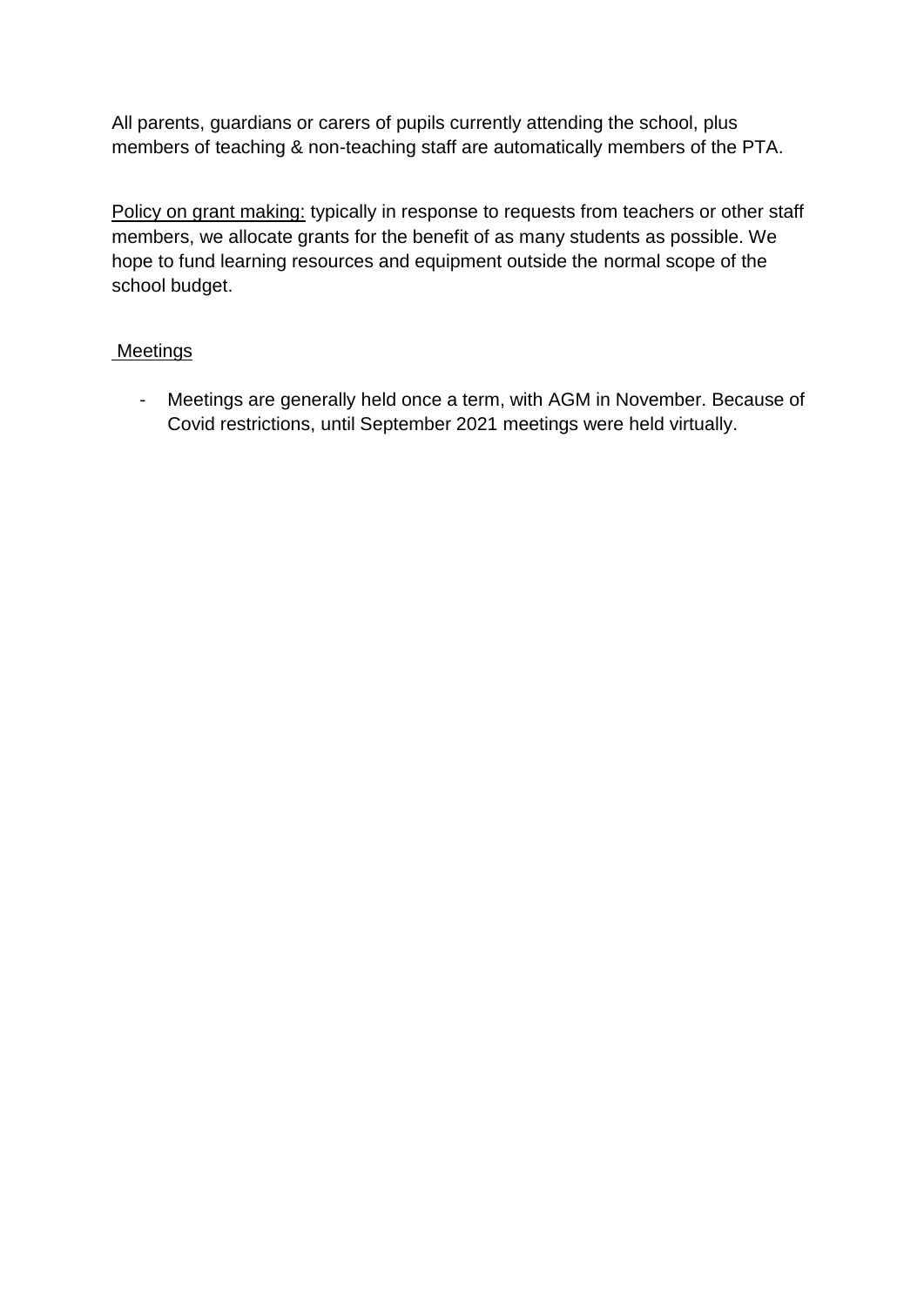All parents, guardians or carers of pupils currently attending the school, plus members of teaching & non-teaching staff are automatically members of the PTA.

<u>Policy on grant making:</u> typically in response to requests from teachers or other staff members, we allocate grants for the benefit of as many students as possible. We hope to fund learning resources and equipment outside the normal scope of the school budget.

<u>Meetings</u>

- Meetings are generally held once a term, with AGM in November. Because of Covid restrictions, until September 2021 meetings were held virtually.